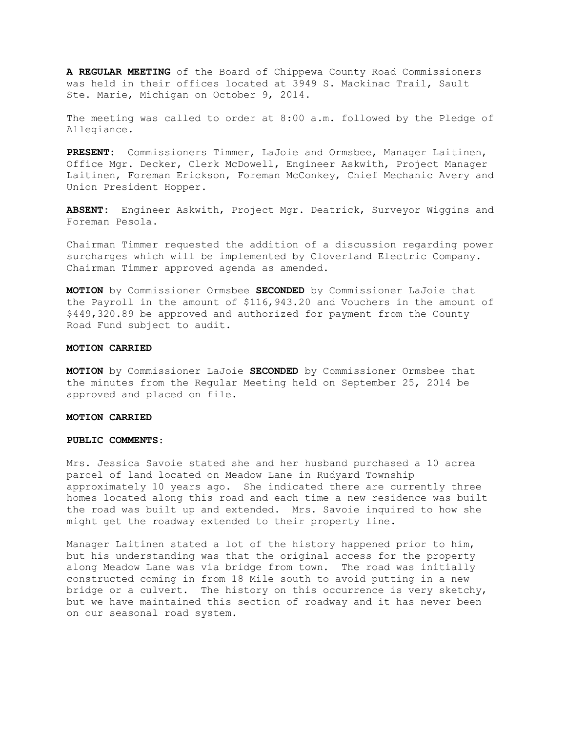**A REGULAR MEETING** of the Board of Chippewa County Road Commissioners was held in their offices located at 3949 S. Mackinac Trail, Sault Ste. Marie, Michigan on October 9, 2014.

The meeting was called to order at 8:00 a.m. followed by the Pledge of Allegiance.

**PRESENT:** Commissioners Timmer, LaJoie and Ormsbee, Manager Laitinen, Office Mgr. Decker, Clerk McDowell, Engineer Askwith, Project Manager Laitinen, Foreman Erickson, Foreman McConkey, Chief Mechanic Avery and Union President Hopper.

**ABSENT:** Engineer Askwith, Project Mgr. Deatrick, Surveyor Wiggins and Foreman Pesola.

Chairman Timmer requested the addition of a discussion regarding power surcharges which will be implemented by Cloverland Electric Company. Chairman Timmer approved agenda as amended.

**MOTION** by Commissioner Ormsbee **SECONDED** by Commissioner LaJoie that the Payroll in the amount of $116,943.20 and Vouchers in the amount of $449,320.89 be approved and authorized for payment from the County Road Fund subject to audit.

**MOTION CARRIED**

**MOTION** by Commissioner LaJoie **SECONDED** by Commissioner Ormsbee that the minutes from the Regular Meeting held on September 25, 2014 be approved and placed on file.

**MOTION CARRIED**

**PUBLIC COMMENTS:**

Mrs. Jessica Savoie stated she and her husband purchased a 10 acrea parcel of land located on Meadow Lane in Rudyard Township approximately 10 years ago. She indicated there are currently three homes located along this road and each time a new residence was built the road was built up and extended. Mrs. Savoie inquired to how she might get the roadway extended to their property line.

Manager Laitinen stated a lot of the history happened prior to him, but his understanding was that the original access for the property along Meadow Lane was via bridge from town. The road was initially constructed coming in from 18 Mile south to avoid putting in a new bridge or a culvert. The history on this occurrence is very sketchy, but we have maintained this section of roadway and it has never been on our seasonal road system.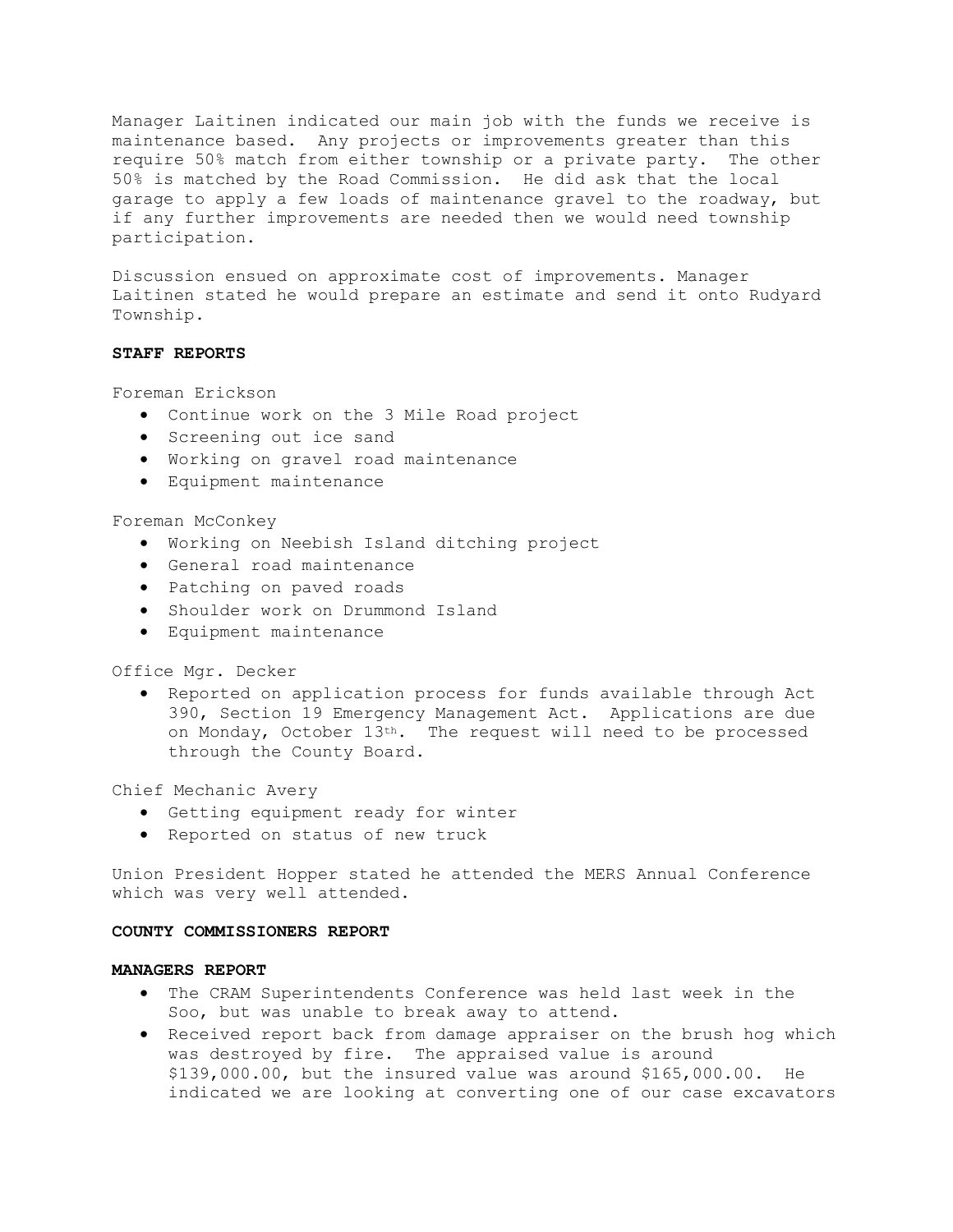Manager Laitinen indicated our main job with the funds we receive is maintenance based. Any projects or improvements greater than this require 50% match from either township or a private party. The other 50% is matched by the Road Commission. He did ask that the local garage to apply a few loads of maintenance gravel to the roadway, but if any further improvements are needed then we would need township participation.

Discussion ensued on approximate cost of improvements. Manager Laitinen stated he would prepare an estimate and send it onto Rudyard Township.

**STAFF REPORTS**

Foreman Erickson

- Continue work on the 3 Mile Road project
- Screening out ice sand
- Working on gravel road maintenance
- Equipment maintenance

Foreman McConkey

- Working on Neebish Island ditching project
- General road maintenance
- Patching on paved roads
- Shoulder work on Drummond Island
- Equipment maintenance

Office Mgr. Decker

- Reported on application process for funds available through Act 390, Section 19 Emergency Management Act. Applications are due on Monday, October 13th. The request will need to be processed through the County Board.

Chief Mechanic Avery

- Getting equipment ready for winter
- Reported on status of new truck

Union President Hopper stated he attended the MERS Annual Conference which was very well attended.

**COUNTY COMMISSIONERS REPORT**

**MANAGERS REPORT**

- The CRAM Superintendents Conference was held last week in the Soo, but was unable to break away to attend.
- Received report back from damage appraiser on the brush hog which was destroyed by fire. The appraised value is around $139,000.00, but the insured value was around $165,000.00. He indicated we are looking at converting one of our case excavators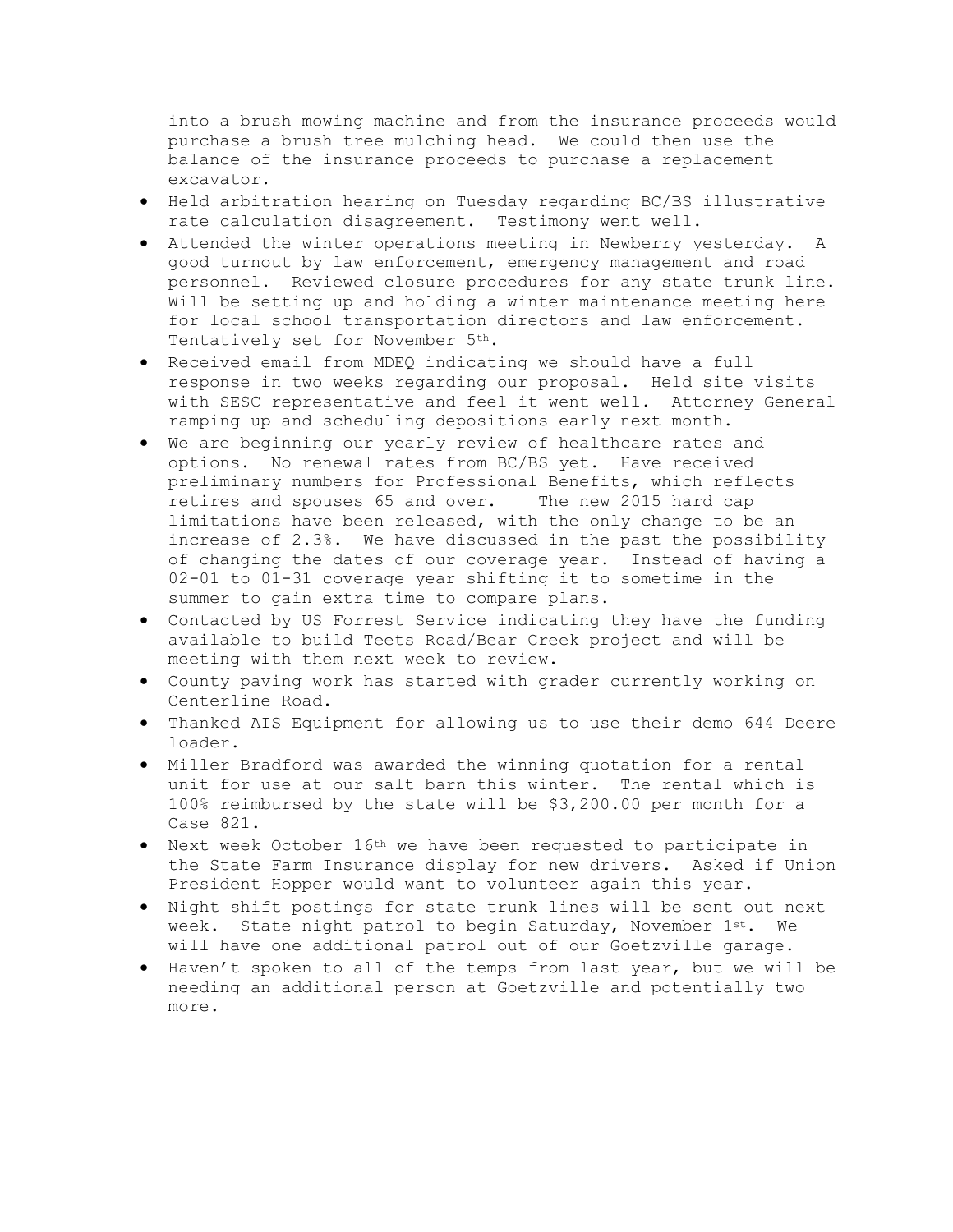into a brush mowing machine and from the insurance proceeds would purchase a brush tree mulching head. We could then use the balance of the insurance proceeds to purchase a replacement excavator.

- Held arbitration hearing on Tuesday regarding BC/BS illustrative rate calculation disagreement. Testimony went well.
- Attended the winter operations meeting in Newberry yesterday. A good turnout by law enforcement, emergency management and road personnel. Reviewed closure procedures for any state trunk line. Will be setting up and holding a winter maintenance meeting here for local school transportation directors and law enforcement. Tentatively set for November 5th.
- Received email from MDEQ indicating we should have a full response in two weeks regarding our proposal. Held site visits with SESC representative and feel it went well. Attorney General ramping up and scheduling depositions early next month.
- We are beginning our yearly review of healthcare rates and options. No renewal rates from BC/BS yet. Have received preliminary numbers for Professional Benefits, which reflects retires and spouses 65 and over. The new 2015 hard cap limitations have been released, with the only change to be an increase of 2.3%. We have discussed in the past the possibility of changing the dates of our coverage year. Instead of having a 02-01 to 01-31 coverage year shifting it to sometime in the summer to gain extra time to compare plans.
- Contacted by US Forrest Service indicating they have the funding available to build Teets Road/Bear Creek project and will be meeting with them next week to review.
- County paving work has started with grader currently working on Centerline Road.
- Thanked AIS Equipment for allowing us to use their demo 644 Deere loader.
- Miller Bradford was awarded the winning quotation for a rental unit for use at our salt barn this winter. The rental which is 100% reimbursed by the state will be $3,200.00 per month for a Case 821.
- Next week October 16th we have been requested to participate in the State Farm Insurance display for new drivers. Asked if Union President Hopper would want to volunteer again this year.
- Night shift postings for state trunk lines will be sent out next week. State night patrol to begin Saturday, November 1st. We will have one additional patrol out of our Goetzville garage.
- Haven't spoken to all of the temps from last year, but we will be needing an additional person at Goetzville and potentially two more.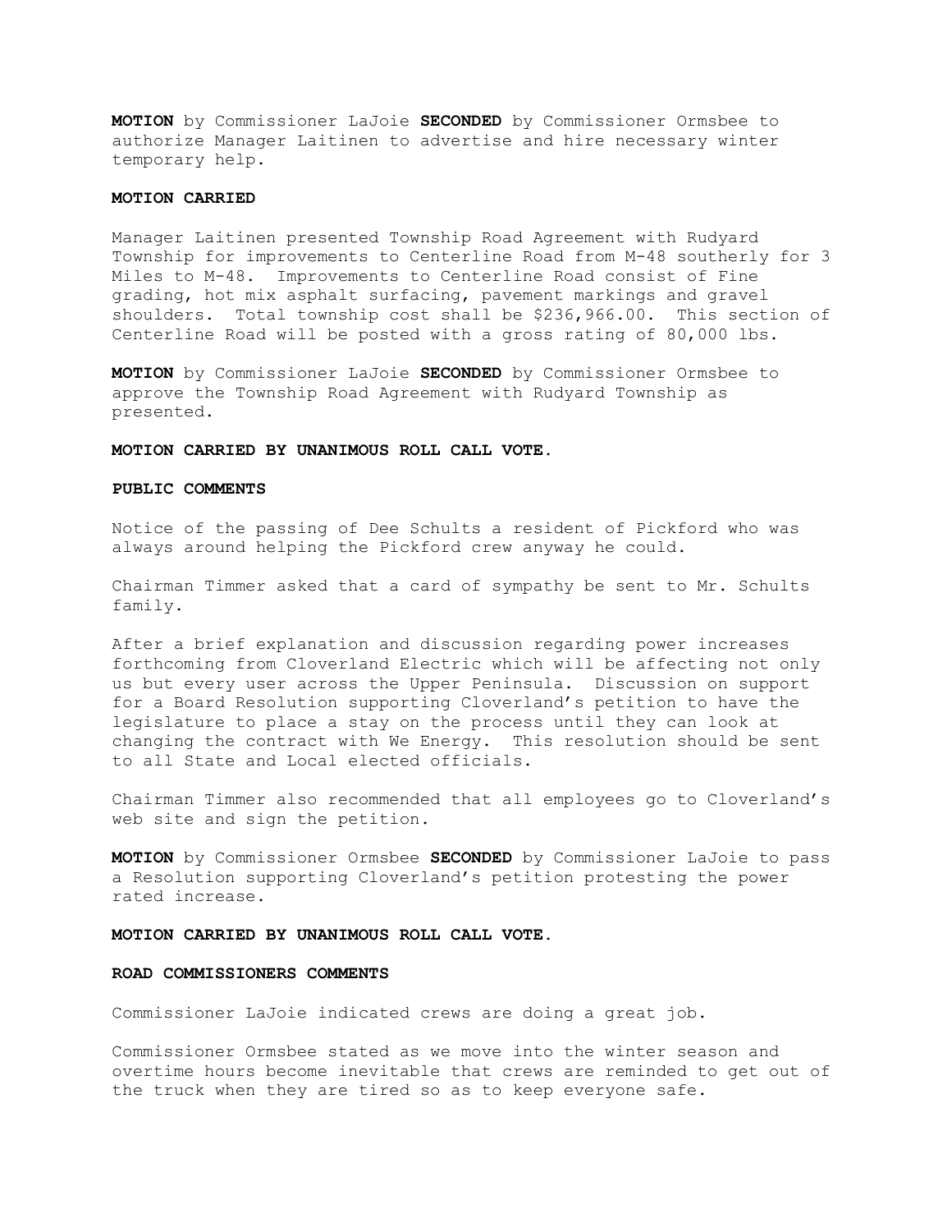**MOTION** by Commissioner LaJoie **SECONDED** by Commissioner Ormsbee to authorize Manager Laitinen to advertise and hire necessary winter temporary help.

**MOTION CARRIED**

Manager Laitinen presented Township Road Agreement with Rudyard Township for improvements to Centerline Road from M-48 southerly for 3 Miles to M-48. Improvements to Centerline Road consist of Fine grading, hot mix asphalt surfacing, pavement markings and gravel shoulders. Total township cost shall be $236,966.00. This section of Centerline Road will be posted with a gross rating of 80,000 lbs.

**MOTION** by Commissioner LaJoie **SECONDED** by Commissioner Ormsbee to approve the Township Road Agreement with Rudyard Township as presented.

**MOTION CARRIED BY UNANIMOUS ROLL CALL VOTE.**

**PUBLIC COMMENTS**

Notice of the passing of Dee Schults a resident of Pickford who was always around helping the Pickford crew anyway he could.

Chairman Timmer asked that a card of sympathy be sent to Mr. Schults family.

After a brief explanation and discussion regarding power increases forthcoming from Cloverland Electric which will be affecting not only us but every user across the Upper Peninsula. Discussion on support for a Board Resolution supporting Cloverland's petition to have the legislature to place a stay on the process until they can look at changing the contract with We Energy. This resolution should be sent to all State and Local elected officials.

Chairman Timmer also recommended that all employees go to Cloverland's web site and sign the petition.

**MOTION** by Commissioner Ormsbee **SECONDED** by Commissioner LaJoie to pass a Resolution supporting Cloverland's petition protesting the power rated increase.

**MOTION CARRIED BY UNANIMOUS ROLL CALL VOTE.**

**ROAD COMMISSIONERS COMMENTS**

Commissioner LaJoie indicated crews are doing a great job.

Commissioner Ormsbee stated as we move into the winter season and overtime hours become inevitable that crews are reminded to get out of the truck when they are tired so as to keep everyone safe.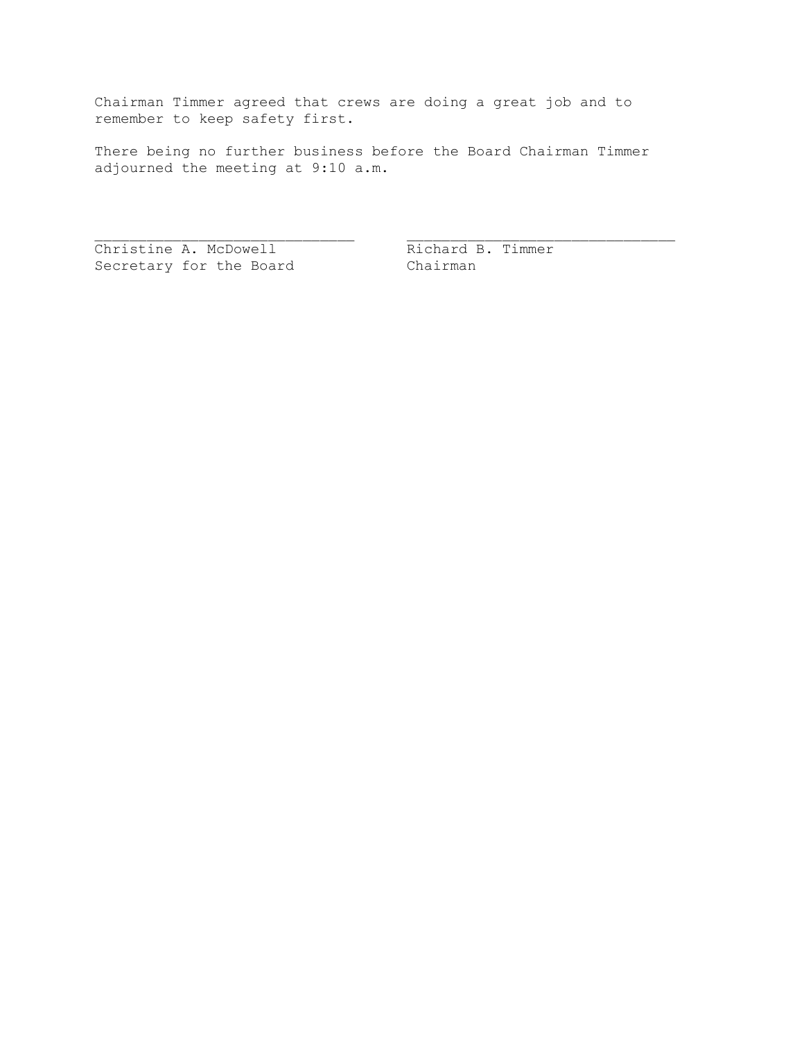Chairman Timmer agreed that crews are doing a great job and to remember to keep safety first.

There being no further business before the Board Chairman Timmer adjourned the meeting at 9:10 a.m.

| | |
|---|---|
| ______________________________ | ______________________________ |
| Christine A. McDowell | Richard B. Timmer |
| Secretary for the Board | Chairman |